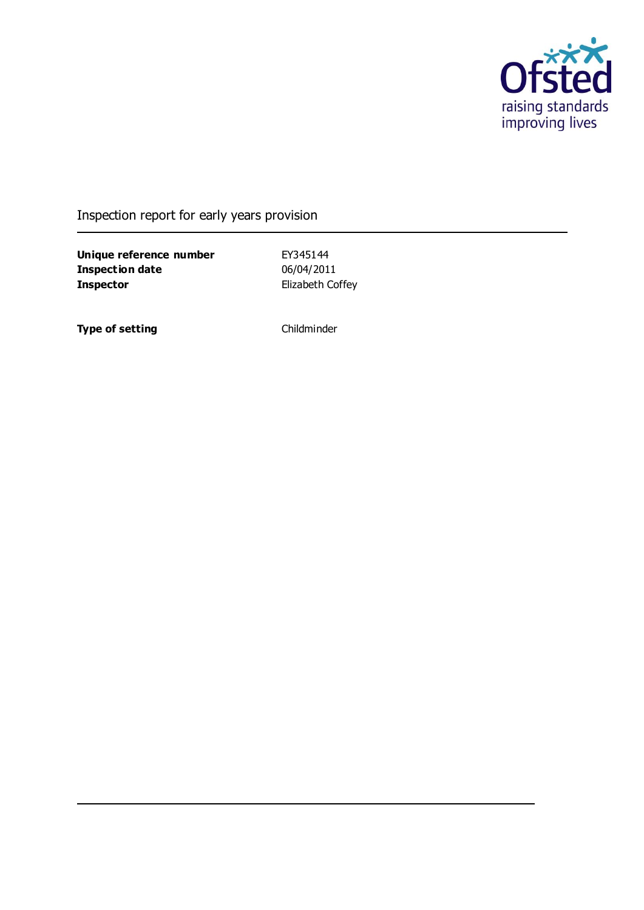Ofsted
raising standards
improving lives

# Inspection report for early years provision

| | |
|---|---|
| **Unique reference number** | EY345144 |
| **Inspection date** | 06/04/2011 |
| **Inspector** | Elizabeth Coffey |

| | |
|---|---|
| **Type of setting** | Childminder |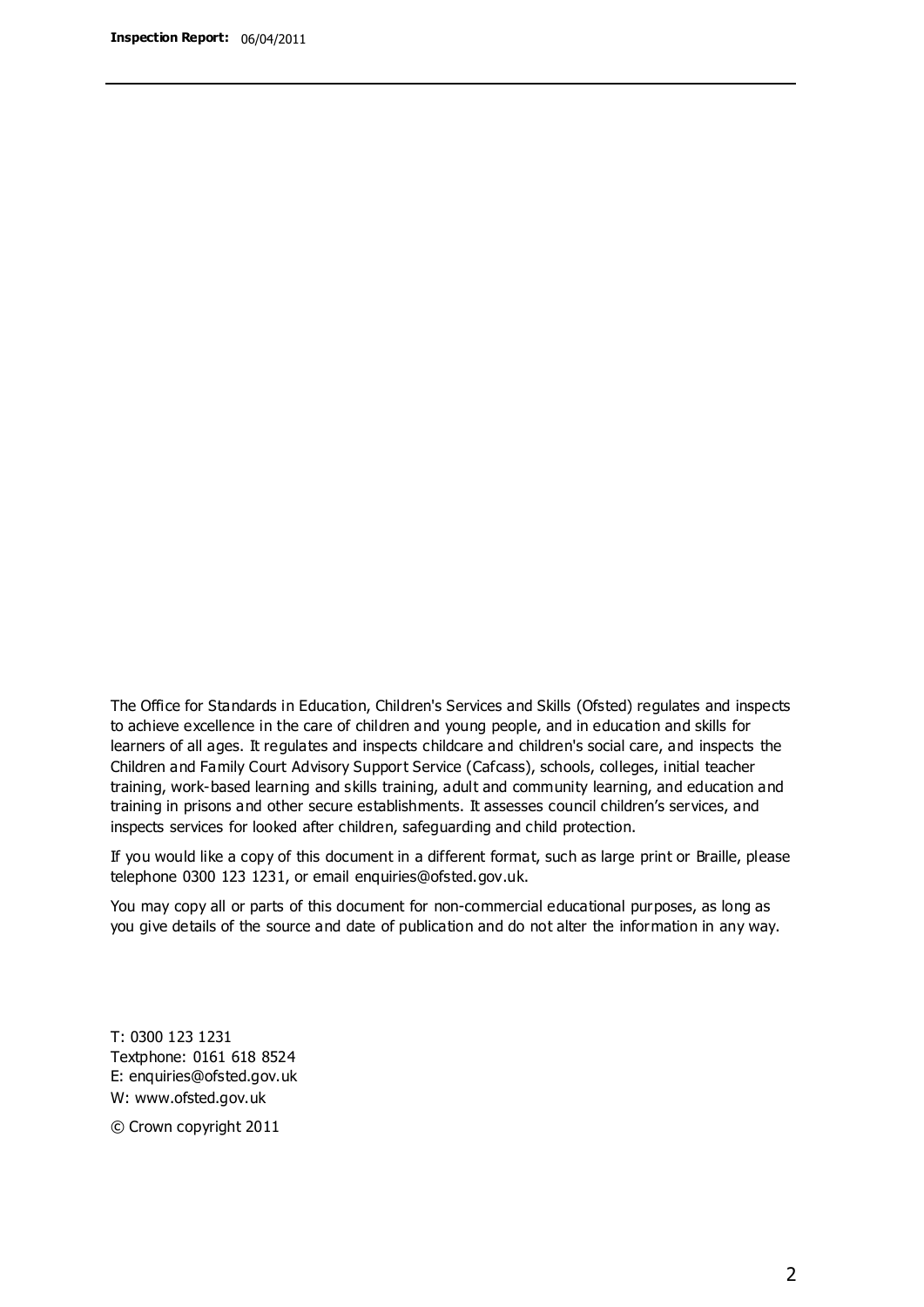The Office for Standards in Education, Children's Services and Skills (Ofsted) regulates and inspects to achieve excellence in the care of children and young people, and in education and skills for learners of all ages. It regulates and inspects childcare and children's social care, and inspects the Children and Family Court Advisory Support Service (Cafcass), schools, colleges, initial teacher training, work-based learning and skills training, adult and community learning, and education and training in prisons and other secure establishments. It assesses council children's services, and inspects services for looked after children, safeguarding and child protection.

If you would like a copy of this document in a different format, such as large print or Braille, please telephone 0300 123 1231, or email enquiries@ofsted.gov.uk.

You may copy all or parts of this document for non-commercial educational purposes, as long as you give details of the source and date of publication and do not alter the information in any way.

T: 0300 123 1231
Textphone: 0161 618 8524
E: enquiries@ofsted.gov.uk
W: www.ofsted.gov.uk

© Crown copyright 2011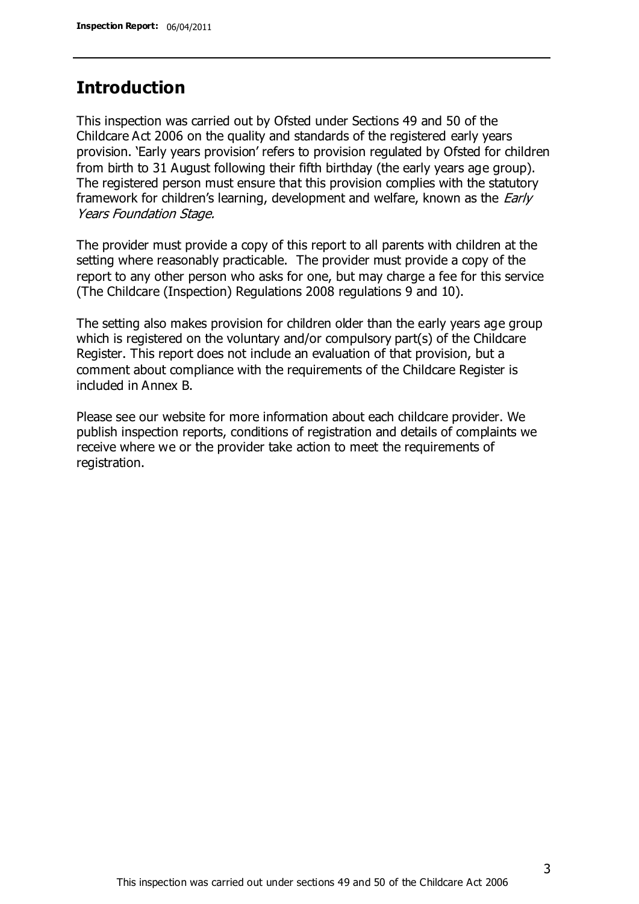## Introduction

This inspection was carried out by Ofsted under Sections 49 and 50 of the Childcare Act 2006 on the quality and standards of the registered early years provision. 'Early years provision' refers to provision regulated by Ofsted for children from birth to 31 August following their fifth birthday (the early years age group). The registered person must ensure that this provision complies with the statutory framework for children's learning, development and welfare, known as the *Early Years Foundation Stage.*

The provider must provide a copy of this report to all parents with children at the setting where reasonably practicable. The provider must provide a copy of the report to any other person who asks for one, but may charge a fee for this service (The Childcare (Inspection) Regulations 2008 regulations 9 and 10).

The setting also makes provision for children older than the early years age group which is registered on the voluntary and/or compulsory part(s) of the Childcare Register. This report does not include an evaluation of that provision, but a comment about compliance with the requirements of the Childcare Register is included in Annex B.

Please see our website for more information about each childcare provider. We publish inspection reports, conditions of registration and details of complaints we receive where we or the provider take action to meet the requirements of registration.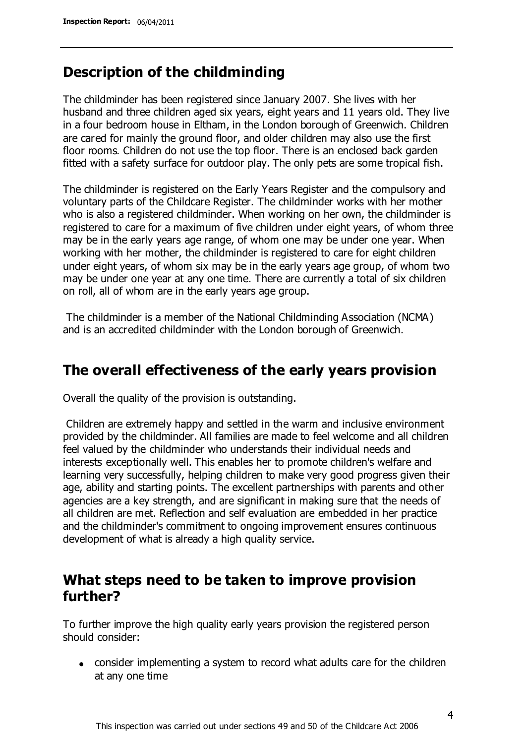## Description of the childminding

The childminder has been registered since January 2007. She lives with her husband and three children aged six years, eight years and 11 years old. They live in a four bedroom house in Eltham, in the London borough of Greenwich. Children are cared for mainly the ground floor, and older children may also use the first floor rooms. Children do not use the top floor. There is an enclosed back garden fitted with a safety surface for outdoor play. The only pets are some tropical fish.

The childminder is registered on the Early Years Register and the compulsory and voluntary parts of the Childcare Register. The childminder works with her mother who is also a registered childminder. When working on her own, the childminder is registered to care for a maximum of five children under eight years, of whom three may be in the early years age range, of whom one may be under one year. When working with her mother, the childminder is registered to care for eight children under eight years, of whom six may be in the early years age group, of whom two may be under one year at any one time. There are currently a total of six children on roll, all of whom are in the early years age group.

The childminder is a member of the National Childminding Association (NCMA) and is an accredited childminder with the London borough of Greenwich.

## The overall effectiveness of the early years provision

Overall the quality of the provision is outstanding.

Children are extremely happy and settled in the warm and inclusive environment provided by the childminder. All families are made to feel welcome and all children feel valued by the childminder who understands their individual needs and interests exceptionally well. This enables her to promote children's welfare and learning very successfully, helping children to make very good progress given their age, ability and starting points. The excellent partnerships with parents and other agencies are a key strength, and are significant in making sure that the needs of all children are met. Reflection and self evaluation are embedded in her practice and the childminder's commitment to ongoing improvement ensures continuous development of what is already a high quality service.

## What steps need to be taken to improve provision further?

To further improve the high quality early years provision the registered person should consider:

- consider implementing a system to record what adults care for the children at any one time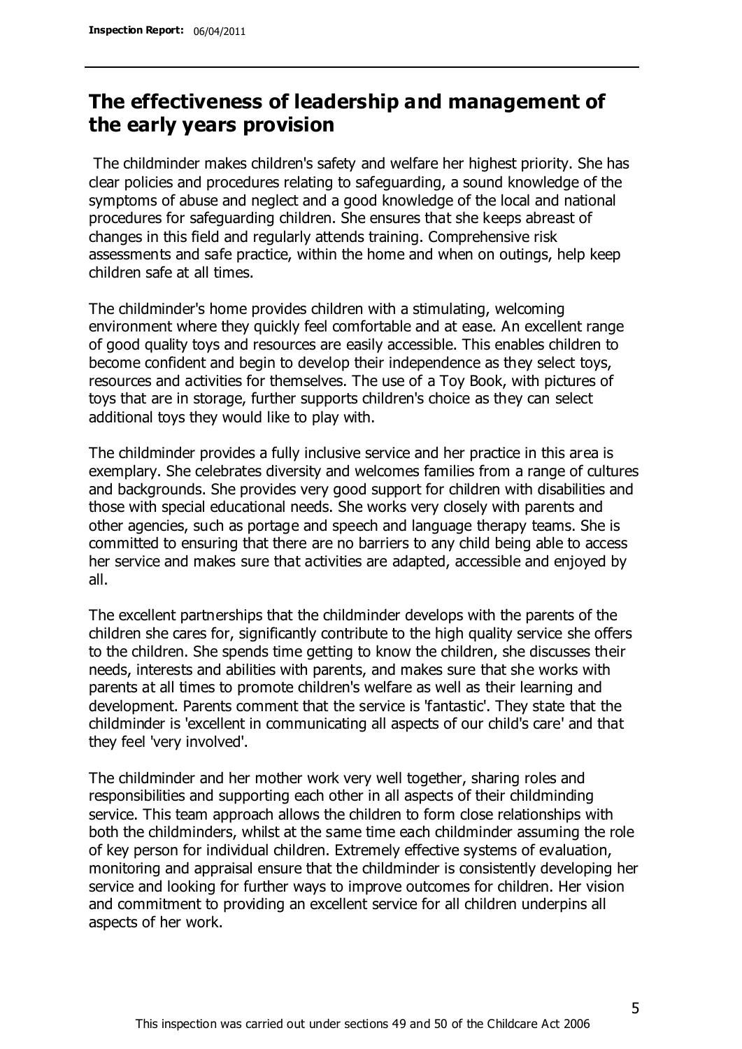## The effectiveness of leadership and management of the early years provision

The childminder makes children's safety and welfare her highest priority. She has clear policies and procedures relating to safeguarding, a sound knowledge of the symptoms of abuse and neglect and a good knowledge of the local and national procedures for safeguarding children. She ensures that she keeps abreast of changes in this field and regularly attends training. Comprehensive risk assessments and safe practice, within the home and when on outings, help keep children safe at all times.

The childminder's home provides children with a stimulating, welcoming environment where they quickly feel comfortable and at ease. An excellent range of good quality toys and resources are easily accessible. This enables children to become confident and begin to develop their independence as they select toys, resources and activities for themselves. The use of a Toy Book, with pictures of toys that are in storage, further supports children's choice as they can select additional toys they would like to play with.

The childminder provides a fully inclusive service and her practice in this area is exemplary. She celebrates diversity and welcomes families from a range of cultures and backgrounds. She provides very good support for children with disabilities and those with special educational needs. She works very closely with parents and other agencies, such as portage and speech and language therapy teams. She is committed to ensuring that there are no barriers to any child being able to access her service and makes sure that activities are adapted, accessible and enjoyed by all.

The excellent partnerships that the childminder develops with the parents of the children she cares for, significantly contribute to the high quality service she offers to the children. She spends time getting to know the children, she discusses their needs, interests and abilities with parents, and makes sure that she works with parents at all times to promote children's welfare as well as their learning and development. Parents comment that the service is 'fantastic'. They state that the childminder is 'excellent in communicating all aspects of our child's care' and that they feel 'very involved'.

The childminder and her mother work very well together, sharing roles and responsibilities and supporting each other in all aspects of their childminding service. This team approach allows the children to form close relationships with both the childminders, whilst at the same time each childminder assuming the role of key person for individual children. Extremely effective systems of evaluation, monitoring and appraisal ensure that the childminder is consistently developing her service and looking for further ways to improve outcomes for children. Her vision and commitment to providing an excellent service for all children underpins all aspects of her work.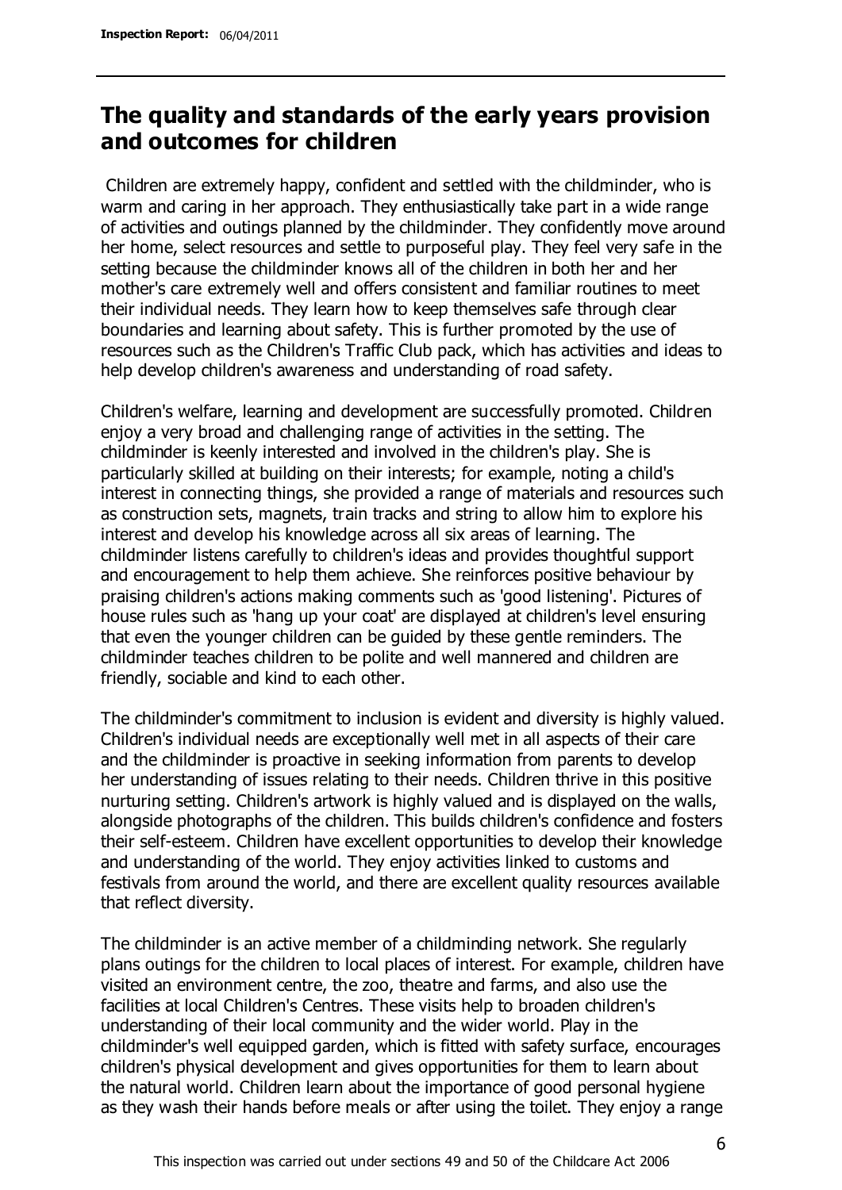## The quality and standards of the early years provision and outcomes for children

Children are extremely happy, confident and settled with the childminder, who is warm and caring in her approach. They enthusiastically take part in a wide range of activities and outings planned by the childminder. They confidently move around her home, select resources and settle to purposeful play. They feel very safe in the setting because the childminder knows all of the children in both her and her mother's care extremely well and offers consistent and familiar routines to meet their individual needs. They learn how to keep themselves safe through clear boundaries and learning about safety. This is further promoted by the use of resources such as the Children's Traffic Club pack, which has activities and ideas to help develop children's awareness and understanding of road safety.

Children's welfare, learning and development are successfully promoted. Children enjoy a very broad and challenging range of activities in the setting. The childminder is keenly interested and involved in the children's play. She is particularly skilled at building on their interests; for example, noting a child's interest in connecting things, she provided a range of materials and resources such as construction sets, magnets, train tracks and string to allow him to explore his interest and develop his knowledge across all six areas of learning. The childminder listens carefully to children's ideas and provides thoughtful support and encouragement to help them achieve. She reinforces positive behaviour by praising children's actions making comments such as 'good listening'. Pictures of house rules such as 'hang up your coat' are displayed at children's level ensuring that even the younger children can be guided by these gentle reminders. The childminder teaches children to be polite and well mannered and children are friendly, sociable and kind to each other.

The childminder's commitment to inclusion is evident and diversity is highly valued. Children's individual needs are exceptionally well met in all aspects of their care and the childminder is proactive in seeking information from parents to develop her understanding of issues relating to their needs. Children thrive in this positive nurturing setting. Children's artwork is highly valued and is displayed on the walls, alongside photographs of the children. This builds children's confidence and fosters their self-esteem. Children have excellent opportunities to develop their knowledge and understanding of the world. They enjoy activities linked to customs and festivals from around the world, and there are excellent quality resources available that reflect diversity.

The childminder is an active member of a childminding network. She regularly plans outings for the children to local places of interest. For example, children have visited an environment centre, the zoo, theatre and farms, and also use the facilities at local Children's Centres. These visits help to broaden children's understanding of their local community and the wider world. Play in the childminder's well equipped garden, which is fitted with safety surface, encourages children's physical development and gives opportunities for them to learn about the natural world. Children learn about the importance of good personal hygiene as they wash their hands before meals or after using the toilet. They enjoy a range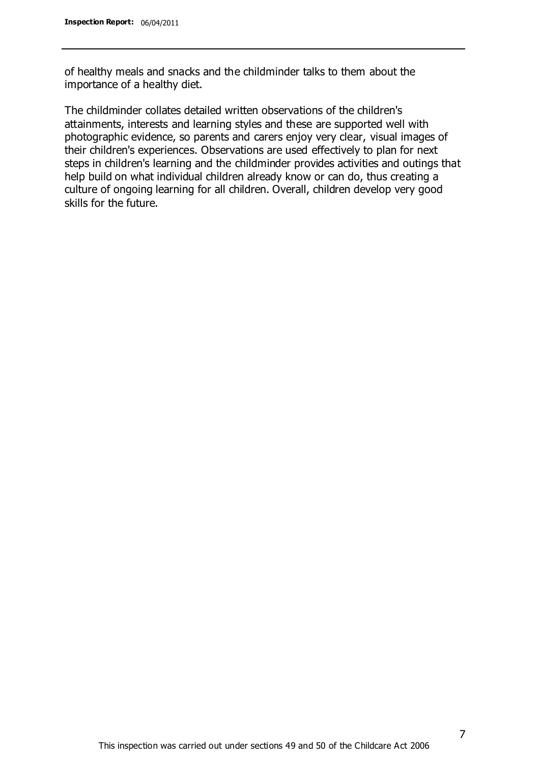of healthy meals and snacks and the childminder talks to them about the importance of a healthy diet.

The childminder collates detailed written observations of the children's attainments, interests and learning styles and these are supported well with photographic evidence, so parents and carers enjoy very clear, visual images of their children's experiences. Observations are used effectively to plan for next steps in children's learning and the childminder provides activities and outings that help build on what individual children already know or can do, thus creating a culture of ongoing learning for all children. Overall, children develop very good skills for the future.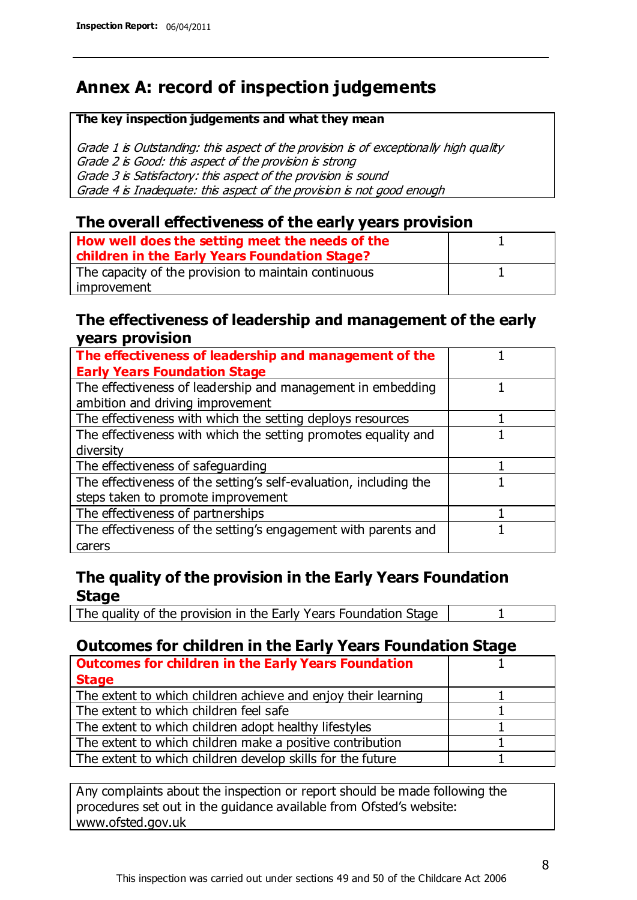# Annex A: record of inspection judgements

| **The key inspection judgements and what they mean** |
| --- |
| *Grade 1 is Outstanding: this aspect of the provision is of exceptionally high quality* |
| *Grade 2 is Good: this aspect of the provision is strong* |
| *Grade 3 is Satisfactory: this aspect of the provision is sound* |
| *Grade 4 is Inadequate: this aspect of the provision is not good enough* |

## The overall effectiveness of the early years provision

| | |
| --- | --- |
| **How well does the setting meet the needs of the children in the Early Years Foundation Stage?** | 1 |
| The capacity of the provision to maintain continuous improvement | 1 |

## The effectiveness of leadership and management of the early years provision

| | |
| --- | --- |
| **The effectiveness of leadership and management of the Early Years Foundation Stage** | 1 |
| The effectiveness of leadership and management in embedding ambition and driving improvement | 1 |
| The effectiveness with which the setting deploys resources | 1 |
| The effectiveness with which the setting promotes equality and diversity | 1 |
| The effectiveness of safeguarding | 1 |
| The effectiveness of the setting's self-evaluation, including the steps taken to promote improvement | 1 |
| The effectiveness of partnerships | 1 |
| The effectiveness of the setting's engagement with parents and carers | 1 |

## The quality of the provision in the Early Years Foundation Stage

| | |
| --- | --- |
| The quality of the provision in the Early Years Foundation Stage | 1 |

## Outcomes for children in the Early Years Foundation Stage

| | |
| --- | --- |
| **Outcomes for children in the Early Years Foundation Stage** | 1 |
| The extent to which children achieve and enjoy their learning | 1 |
| The extent to which children feel safe | 1 |
| The extent to which children adopt healthy lifestyles | 1 |
| The extent to which children make a positive contribution | 1 |
| The extent to which children develop skills for the future | 1 |

Any complaints about the inspection or report should be made following the procedures set out in the guidance available from Ofsted's website: www.ofsted.gov.uk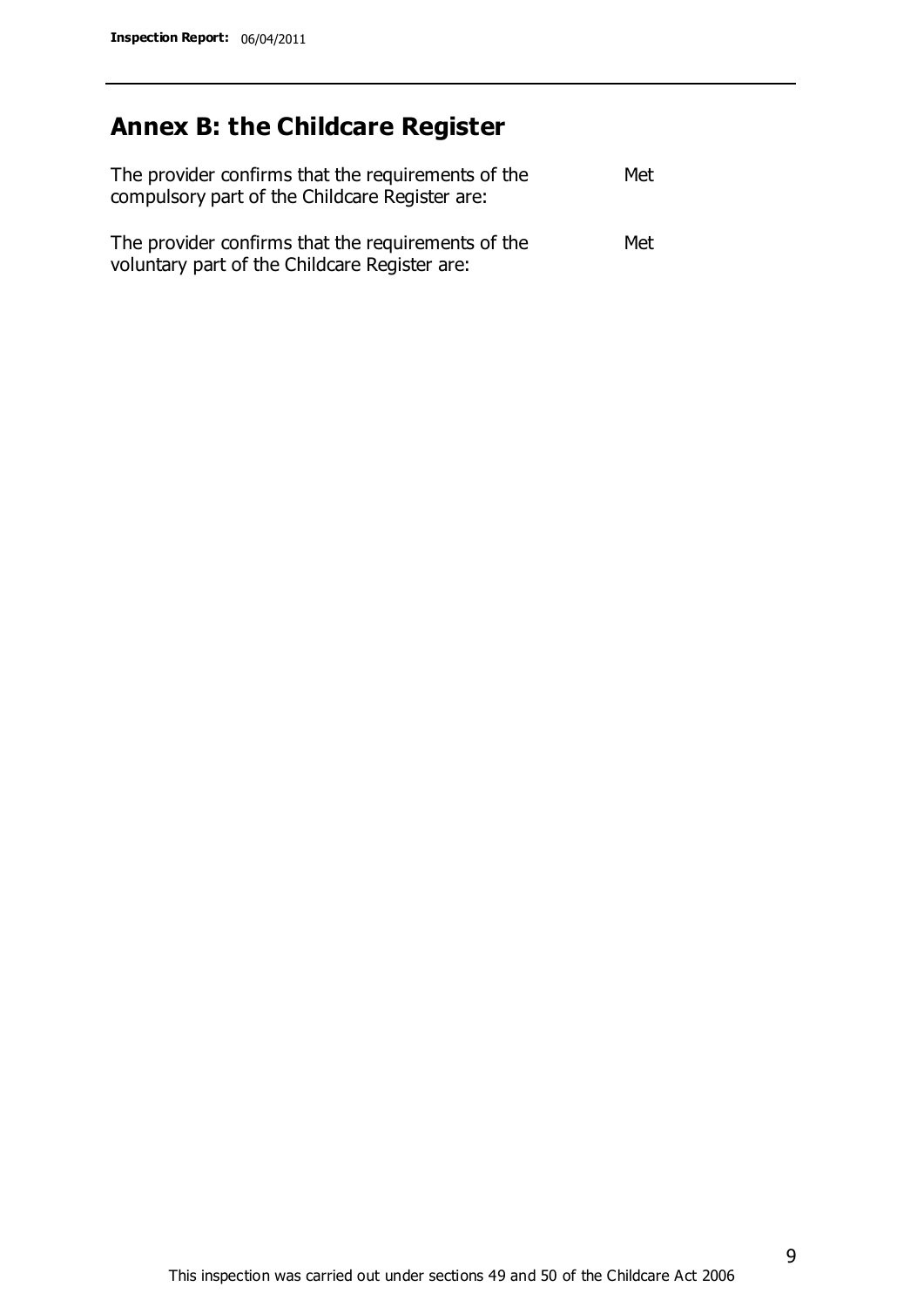## Annex B: the Childcare Register

| | |
|---|---|
| The provider confirms that the requirements of the compulsory part of the Childcare Register are: | Met |
| The provider confirms that the requirements of the voluntary part of the Childcare Register are: | Met |

This inspection was carried out under sections 49 and 50 of the Childcare Act 2006